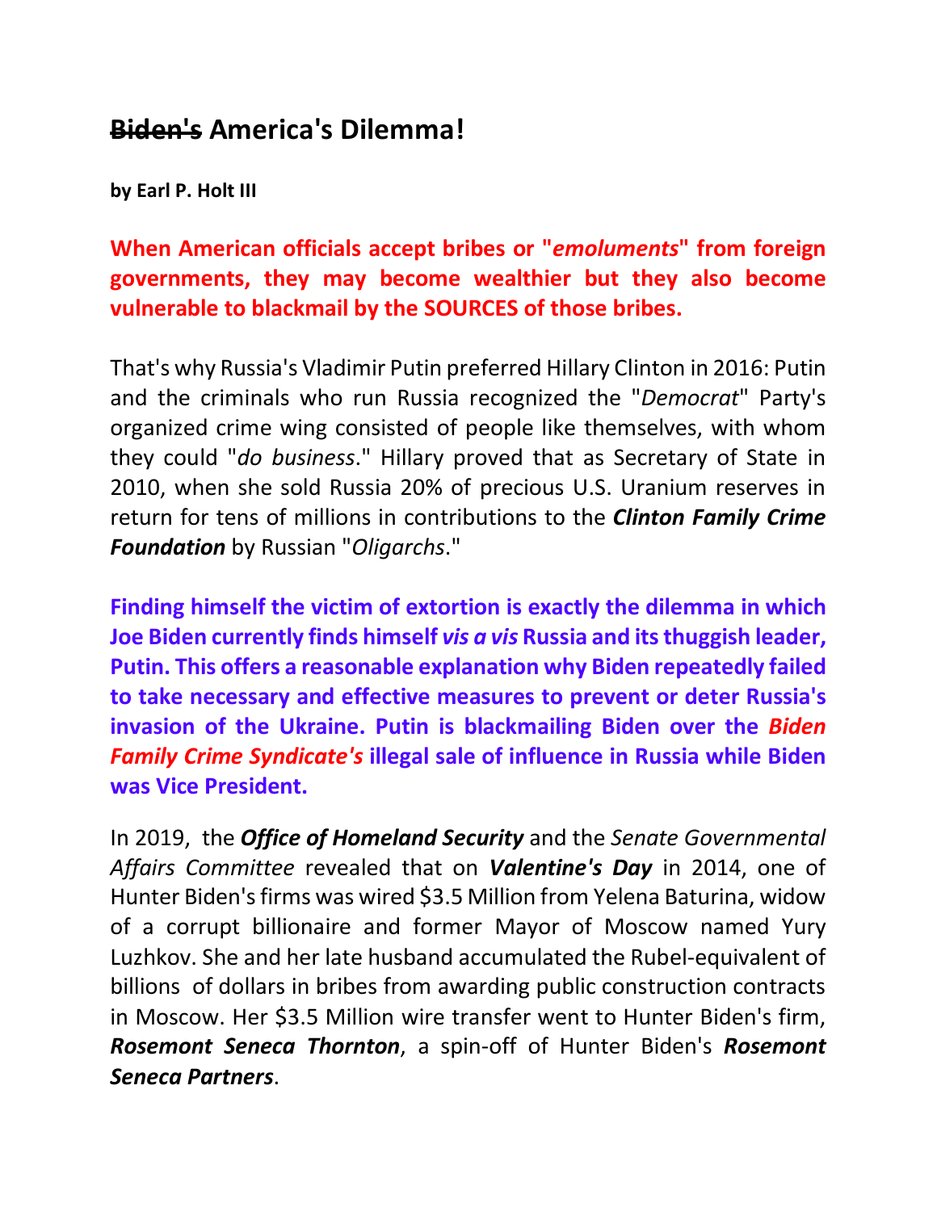# ~~Biden's~~ America's Dilemma!

**by Earl P. Holt III**

**When American officials accept bribes or "*emoluments*" from foreign governments, they may become wealthier but they also become vulnerable to blackmail by the SOURCES of those bribes.**

That's why Russia's Vladimir Putin preferred Hillary Clinton in 2016: Putin and the criminals who run Russia recognized the "*Democrat*" Party's organized crime wing consisted of people like themselves, with whom they could "*do business*." Hillary proved that as Secretary of State in 2010, when she sold Russia 20% of precious U.S. Uranium reserves in return for tens of millions in contributions to the ***Clinton Family Crime Foundation*** by Russian "*Oligarchs*."

**Finding himself the victim of extortion is exactly the dilemma in which Joe Biden currently finds himself *vis a vis* Russia and its thuggish leader, Putin. This offers a reasonable explanation why Biden repeatedly failed to take necessary and effective measures to prevent or deter Russia's invasion of the Ukraine. Putin is blackmailing Biden over the *Biden Family Crime Syndicate's* illegal sale of influence in Russia while Biden was Vice President.**

In 2019, the ***Office of Homeland Security*** and the *Senate Governmental Affairs Committee* revealed that on ***Valentine's Day*** in 2014, one of Hunter Biden's firms was wired $3.5 Million from Yelena Baturina, widow of a corrupt billionaire and former Mayor of Moscow named Yury Luzhkov. She and her late husband accumulated the Rubel-equivalent of billions of dollars in bribes from awarding public construction contracts in Moscow. Her $3.5 Million wire transfer went to Hunter Biden's firm, ***Rosemont Seneca Thornton***, a spin-off of Hunter Biden's ***Rosemont Seneca Partners***.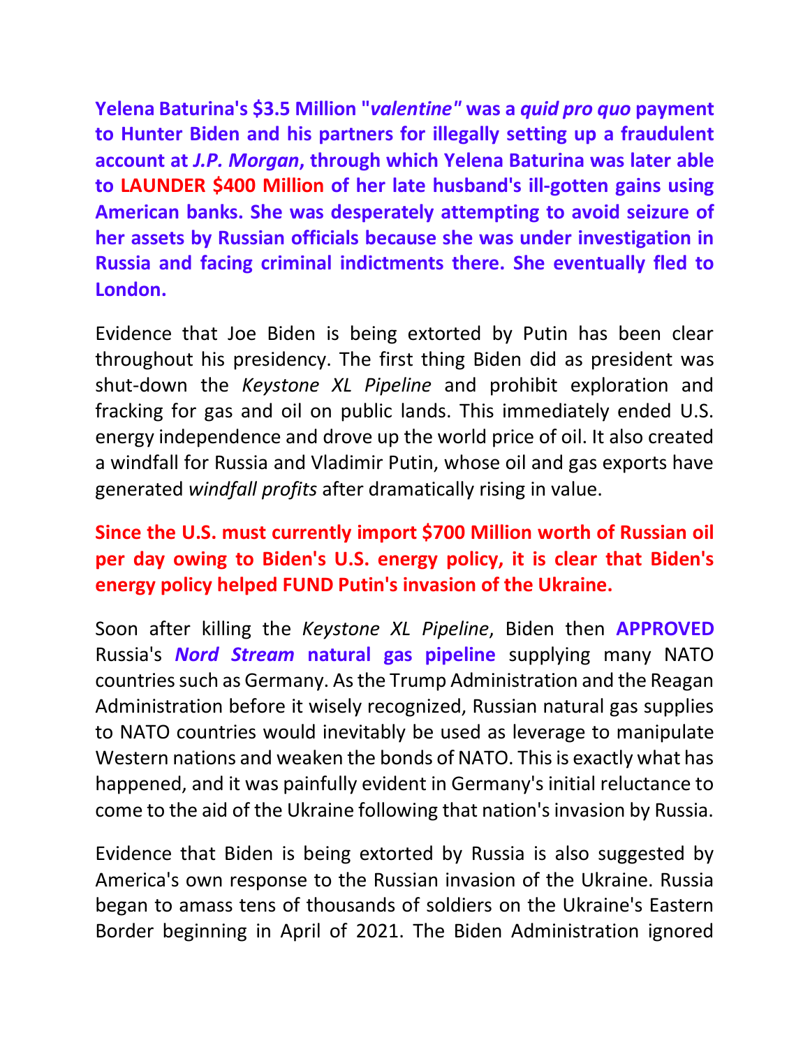**Yelena Baturina's $3.5 Million "*valentine*" was a *quid pro quo* payment to Hunter Biden and his partners for illegally setting up a fraudulent account at *J.P. Morgan*, through which Yelena Baturina was later able to LAUNDER $400 Million of her late husband's ill-gotten gains using American banks. She was desperately attempting to avoid seizure of her assets by Russian officials because she was under investigation in Russia and facing criminal indictments there. She eventually fled to London.**

Evidence that Joe Biden is being extorted by Putin has been clear throughout his presidency. The first thing Biden did as president was shut-down the *Keystone XL Pipeline* and prohibit exploration and fracking for gas and oil on public lands. This immediately ended U.S. energy independence and drove up the world price of oil. It also created a windfall for Russia and Vladimir Putin, whose oil and gas exports have generated *windfall profits* after dramatically rising in value.

**Since the U.S. must currently import $700 Million worth of Russian oil per day owing to Biden's U.S. energy policy, it is clear that Biden's energy policy helped FUND Putin's invasion of the Ukraine.**

Soon after killing the *Keystone XL Pipeline*, Biden then **APPROVED** Russia's ***Nord Stream* natural gas pipeline** supplying many NATO countries such as Germany. As the Trump Administration and the Reagan Administration before it wisely recognized, Russian natural gas supplies to NATO countries would inevitably be used as leverage to manipulate Western nations and weaken the bonds of NATO. This is exactly what has happened, and it was painfully evident in Germany's initial reluctance to come to the aid of the Ukraine following that nation's invasion by Russia.

Evidence that Biden is being extorted by Russia is also suggested by America's own response to the Russian invasion of the Ukraine. Russia began to amass tens of thousands of soldiers on the Ukraine's Eastern Border beginning in April of 2021. The Biden Administration ignored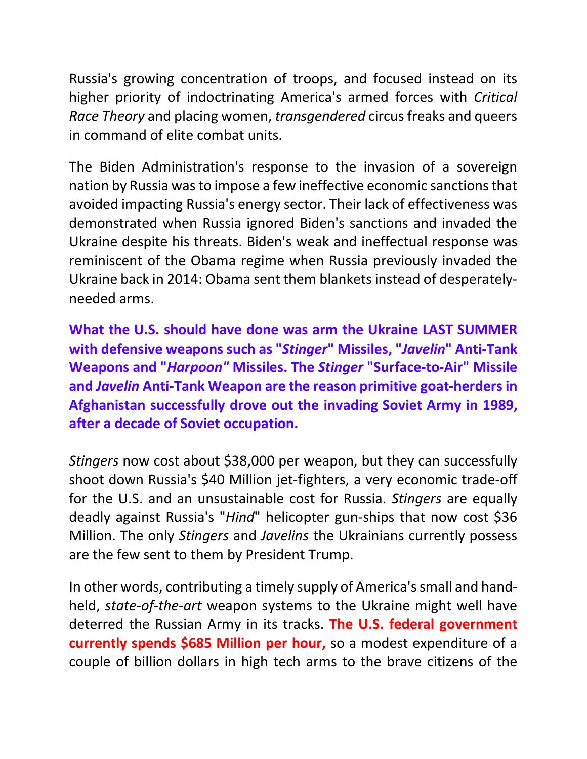Russia's growing concentration of troops, and focused instead on its higher priority of indoctrinating America's armed forces with *Critical Race Theory* and placing women, *transgendered* circus freaks and queers in command of elite combat units.

The Biden Administration's response to the invasion of a sovereign nation by Russia was to impose a few ineffective economic sanctions that avoided impacting Russia's energy sector. Their lack of effectiveness was demonstrated when Russia ignored Biden's sanctions and invaded the Ukraine despite his threats. Biden's weak and ineffectual response was reminiscent of the Obama regime when Russia previously invaded the Ukraine back in 2014: Obama sent them blankets instead of desperately-needed arms.

**What the U.S. should have done was arm the Ukraine LAST SUMMER with defensive weapons such as "*Stinger*" Missiles, "*Javelin*" Anti-Tank Weapons and "*Harpoon"* Missiles. The *Stinger* "Surface-to-Air" Missile and *Javelin* Anti-Tank Weapon are the reason primitive goat-herders in Afghanistan successfully drove out the invading Soviet Army in 1989, after a decade of Soviet occupation.**

*Stingers* now cost about $38,000 per weapon, but they can successfully shoot down Russia's $40 Million jet-fighters, a very economic trade-off for the U.S. and an unsustainable cost for Russia. *Stingers* are equally deadly against Russia's "*Hind*" helicopter gun-ships that now cost $36 Million. The only *Stingers* and *Javelins* the Ukrainians currently possess are the few sent to them by President Trump.

In other words, contributing a timely supply of America's small and hand-held, *state-of-the-art* weapon systems to the Ukraine might well have deterred the Russian Army in its tracks. **The U.S. federal government currently spends $685 Million per hour,** so a modest expenditure of a couple of billion dollars in high tech arms to the brave citizens of the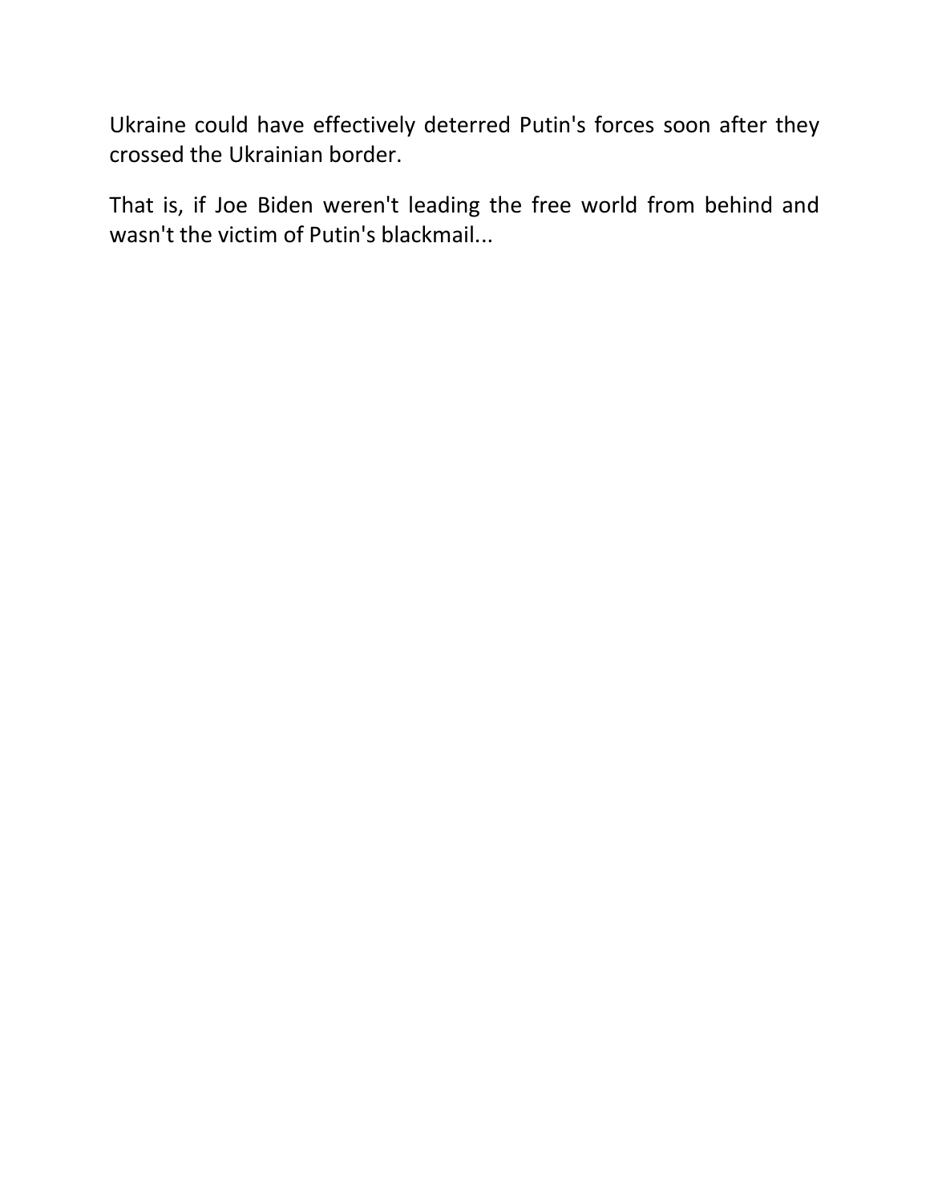Ukraine could have effectively deterred Putin's forces soon after they crossed the Ukrainian border.

That is, if Joe Biden weren't leading the free world from behind and wasn't the victim of Putin's blackmail...